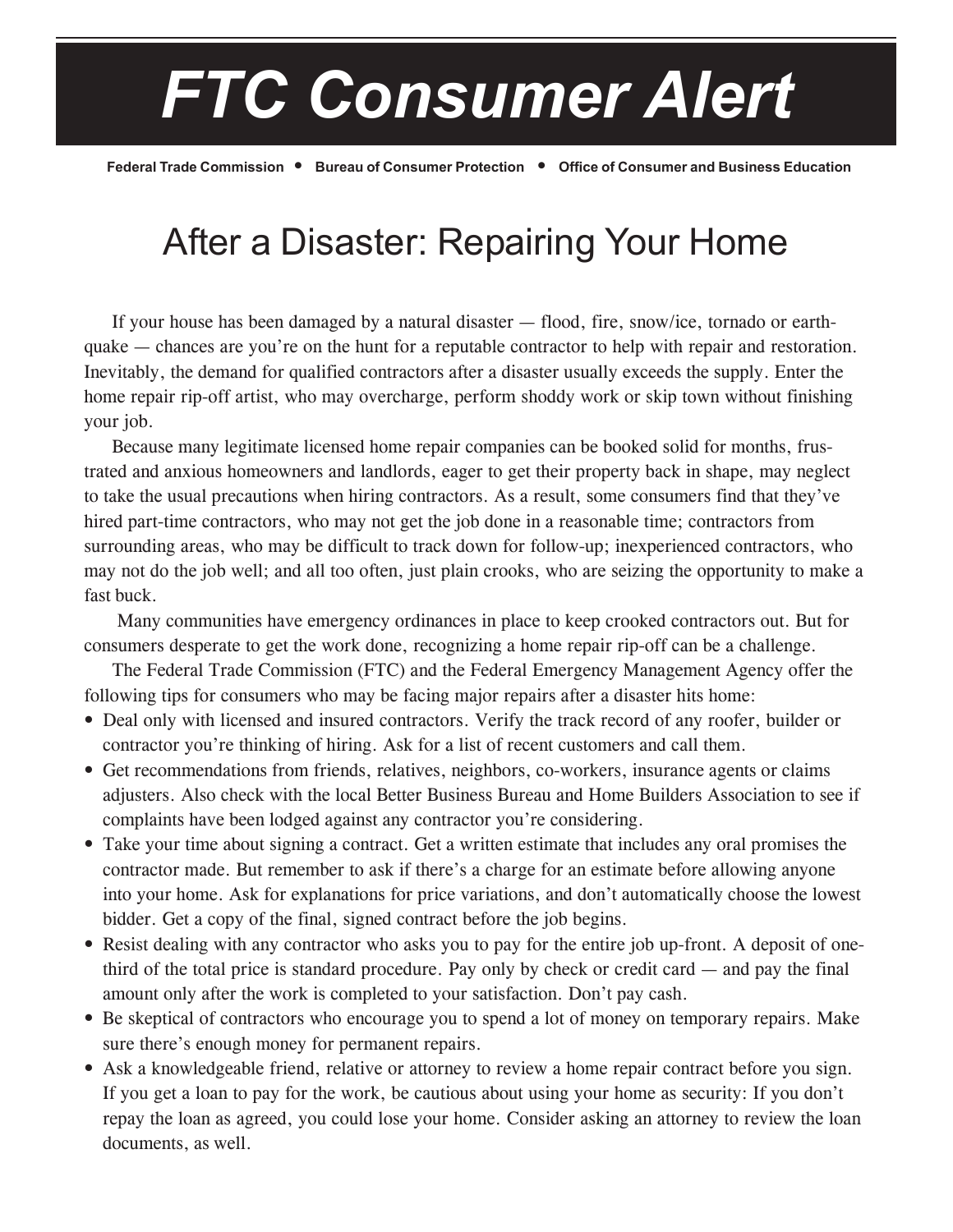# FTC Consumer Alert

**Federal Trade Commission • Bureau of Consumer Protection • Office of Consumer and Business Education**

## After a Disaster: Repairing Your Home

If your house has been damaged by a natural disaster — flood, fire, snow/ice, tornado or earthquake — chances are you're on the hunt for a reputable contractor to help with repair and restoration. Inevitably, the demand for qualified contractors after a disaster usually exceeds the supply. Enter the home repair rip-off artist, who may overcharge, perform shoddy work or skip town without finishing your job.

Because many legitimate licensed home repair companies can be booked solid for months, frustrated and anxious homeowners and landlords, eager to get their property back in shape, may neglect to take the usual precautions when hiring contractors. As a result, some consumers find that they've hired part-time contractors, who may not get the job done in a reasonable time; contractors from surrounding areas, who may be difficult to track down for follow-up; inexperienced contractors, who may not do the job well; and all too often, just plain crooks, who are seizing the opportunity to make a fast buck.

Many communities have emergency ordinances in place to keep crooked contractors out. But for consumers desperate to get the work done, recognizing a home repair rip-off can be a challenge.

The Federal Trade Commission (FTC) and the Federal Emergency Management Agency offer the following tips for consumers who may be facing major repairs after a disaster hits home:

- Deal only with licensed and insured contractors. Verify the track record of any roofer, builder or contractor you're thinking of hiring. Ask for a list of recent customers and call them.
- Get recommendations from friends, relatives, neighbors, co-workers, insurance agents or claims adjusters. Also check with the local Better Business Bureau and Home Builders Association to see if complaints have been lodged against any contractor you're considering.
- Take your time about signing a contract. Get a written estimate that includes any oral promises the contractor made. But remember to ask if there's a charge for an estimate before allowing anyone into your home. Ask for explanations for price variations, and don't automatically choose the lowest bidder. Get a copy of the final, signed contract before the job begins.
- Resist dealing with any contractor who asks you to pay for the entire job up-front. A deposit of one-third of the total price is standard procedure. Pay only by check or credit card — and pay the final amount only after the work is completed to your satisfaction. Don't pay cash.
- Be skeptical of contractors who encourage you to spend a lot of money on temporary repairs. Make sure there's enough money for permanent repairs.
- Ask a knowledgeable friend, relative or attorney to review a home repair contract before you sign. If you get a loan to pay for the work, be cautious about using your home as security: If you don't repay the loan as agreed, you could lose your home. Consider asking an attorney to review the loan documents, as well.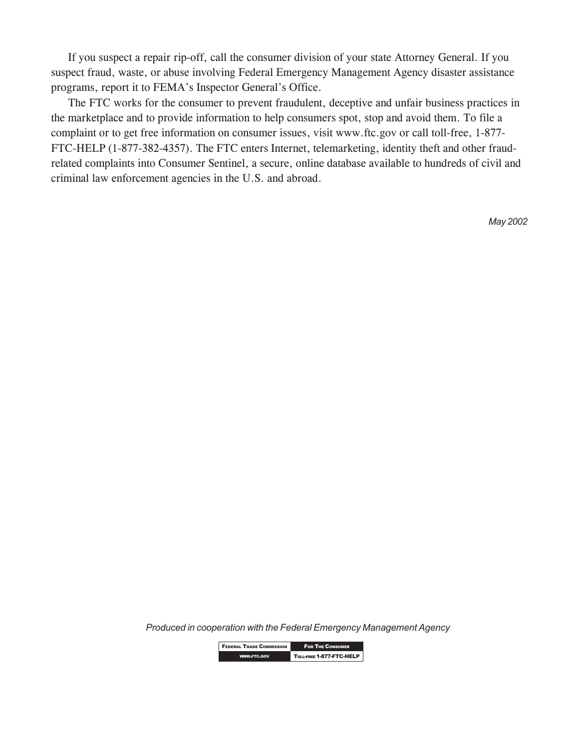If you suspect a repair rip-off, call the consumer division of your state Attorney General. If you suspect fraud, waste, or abuse involving Federal Emergency Management Agency disaster assistance programs, report it to FEMA's Inspector General's Office.

The FTC works for the consumer to prevent fraudulent, deceptive and unfair business practices in the marketplace and to provide information to help consumers spot, stop and avoid them. To file a complaint or to get free information on consumer issues, visit www.ftc.gov or call toll-free, 1-877-FTC-HELP (1-877-382-4357). The FTC enters Internet, telemarketing, identity theft and other fraud-related complaints into Consumer Sentinel, a secure, online database available to hundreds of civil and criminal law enforcement agencies in the U.S. and abroad.

*May 2002*

*Produced in cooperation with the Federal Emergency Management Agency*

| | |
|---|---|
| FEDERAL TRADE COMMISSION | FOR THE CONSUMER |
| WWW.FTC.GOV | TOLL-FREE 1-877-FTC-HELP |